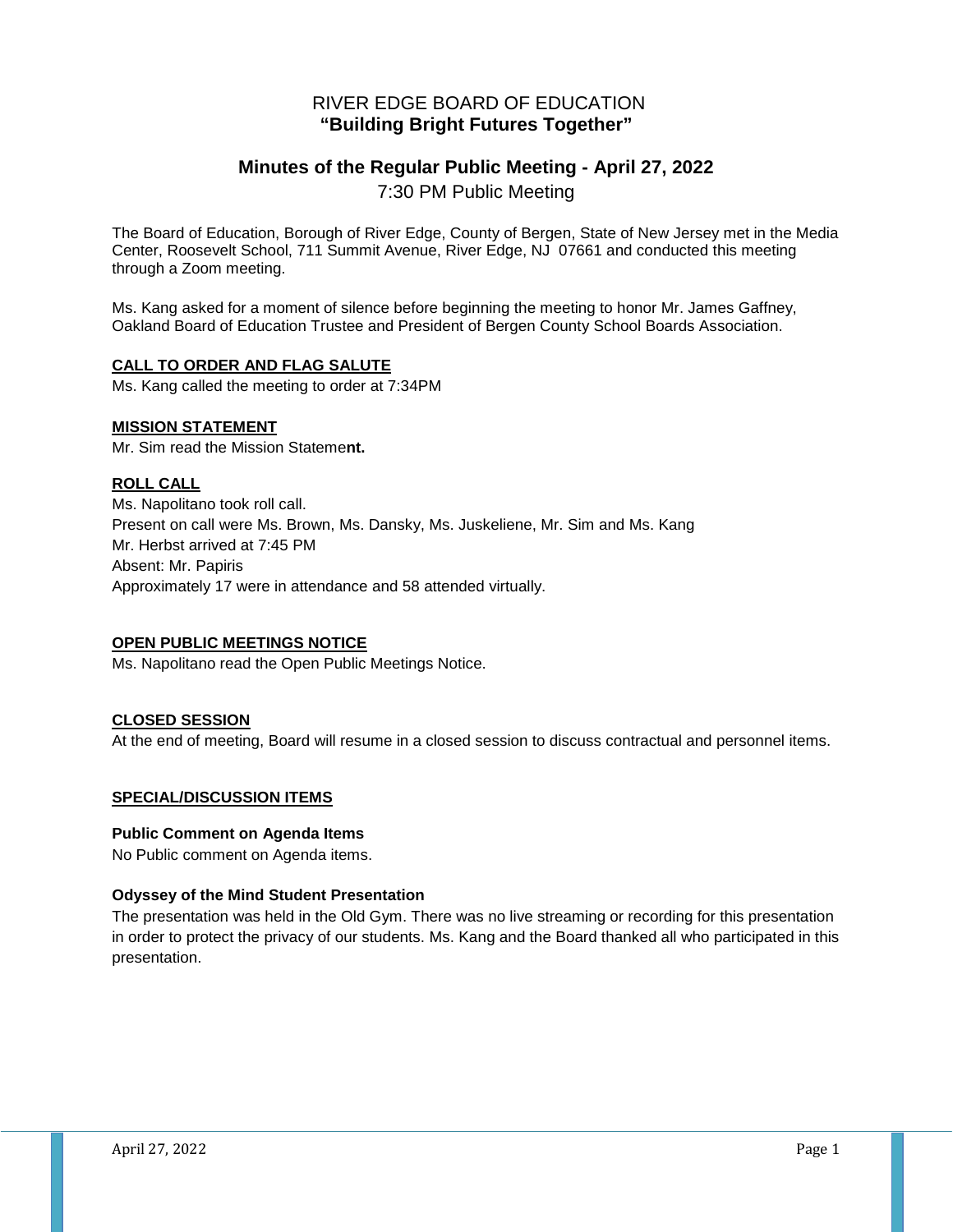# RIVER EDGE BOARD OF EDUCATION
**"Building Bright Futures Together"**

## Minutes of the Regular Public Meeting - April 27, 2022
7:30 PM Public Meeting

The Board of Education, Borough of River Edge, County of Bergen, State of New Jersey met in the Media Center, Roosevelt School, 711 Summit Avenue, River Edge, NJ 07661 and conducted this meeting through a Zoom meeting.

Ms. Kang asked for a moment of silence before beginning the meeting to honor Mr. James Gaffney, Oakland Board of Education Trustee and President of Bergen County School Boards Association.

**CALL TO ORDER AND FLAG SALUTE**

Ms. Kang called the meeting to order at 7:34PM

**MISSION STATEMENT**

Mr. Sim read the Mission Stateme**nt.**

**ROLL CALL**

Ms. Napolitano took roll call.
Present on call were Ms. Brown, Ms. Dansky, Ms. Juskeliene, Mr. Sim and Ms. Kang
Mr. Herbst arrived at 7:45 PM
Absent: Mr. Papiris
Approximately 17 were in attendance and 58 attended virtually.

**OPEN PUBLIC MEETINGS NOTICE**

Ms. Napolitano read the Open Public Meetings Notice.

**CLOSED SESSION**

At the end of meeting, Board will resume in a closed session to discuss contractual and personnel items.

**SPECIAL/DISCUSSION ITEMS**

**Public Comment on Agenda Items**

No Public comment on Agenda items.

**Odyssey of the Mind Student Presentation**

The presentation was held in the Old Gym. There was no live streaming or recording for this presentation in order to protect the privacy of our students. Ms. Kang and the Board thanked all who participated in this presentation.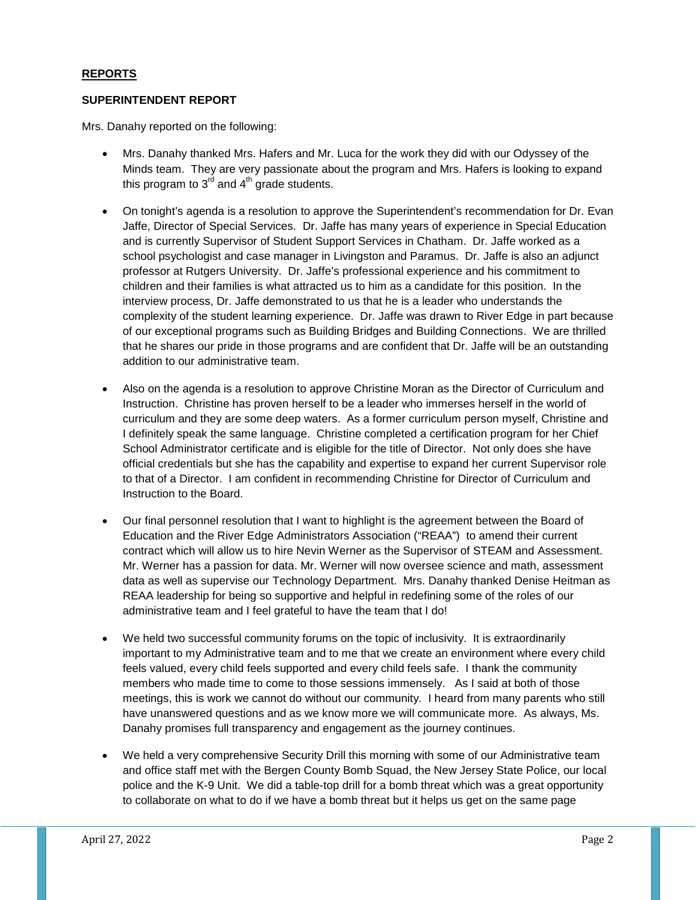## REPORTS

### SUPERINTENDENT REPORT

Mrs. Danahy reported on the following:

- Mrs. Danahy thanked Mrs. Hafers and Mr. Luca for the work they did with our Odyssey of the Minds team. They are very passionate about the program and Mrs. Hafers is looking to expand this program to 3rd and 4th grade students.

- On tonight's agenda is a resolution to approve the Superintendent's recommendation for Dr. Evan Jaffe, Director of Special Services. Dr. Jaffe has many years of experience in Special Education and is currently Supervisor of Student Support Services in Chatham. Dr. Jaffe worked as a school psychologist and case manager in Livingston and Paramus. Dr. Jaffe is also an adjunct professor at Rutgers University. Dr. Jaffe's professional experience and his commitment to children and their families is what attracted us to him as a candidate for this position. In the interview process, Dr. Jaffe demonstrated to us that he is a leader who understands the complexity of the student learning experience. Dr. Jaffe was drawn to River Edge in part because of our exceptional programs such as Building Bridges and Building Connections. We are thrilled that he shares our pride in those programs and are confident that Dr. Jaffe will be an outstanding addition to our administrative team.

- Also on the agenda is a resolution to approve Christine Moran as the Director of Curriculum and Instruction. Christine has proven herself to be a leader who immerses herself in the world of curriculum and they are some deep waters. As a former curriculum person myself, Christine and I definitely speak the same language. Christine completed a certification program for her Chief School Administrator certificate and is eligible for the title of Director. Not only does she have official credentials but she has the capability and expertise to expand her current Supervisor role to that of a Director. I am confident in recommending Christine for Director of Curriculum and Instruction to the Board.

- Our final personnel resolution that I want to highlight is the agreement between the Board of Education and the River Edge Administrators Association ("REAA") to amend their current contract which will allow us to hire Nevin Werner as the Supervisor of STEAM and Assessment. Mr. Werner has a passion for data. Mr. Werner will now oversee science and math, assessment data as well as supervise our Technology Department. Mrs. Danahy thanked Denise Heitman as REAA leadership for being so supportive and helpful in redefining some of the roles of our administrative team and I feel grateful to have the team that I do!

- We held two successful community forums on the topic of inclusivity. It is extraordinarily important to my Administrative team and to me that we create an environment where every child feels valued, every child feels supported and every child feels safe. I thank the community members who made time to come to those sessions immensely. As I said at both of those meetings, this is work we cannot do without our community. I heard from many parents who still have unanswered questions and as we know more we will communicate more. As always, Ms. Danahy promises full transparency and engagement as the journey continues.

- We held a very comprehensive Security Drill this morning with some of our Administrative team and office staff met with the Bergen County Bomb Squad, the New Jersey State Police, our local police and the K-9 Unit. We did a table-top drill for a bomb threat which was a great opportunity to collaborate on what to do if we have a bomb threat but it helps us get on the same page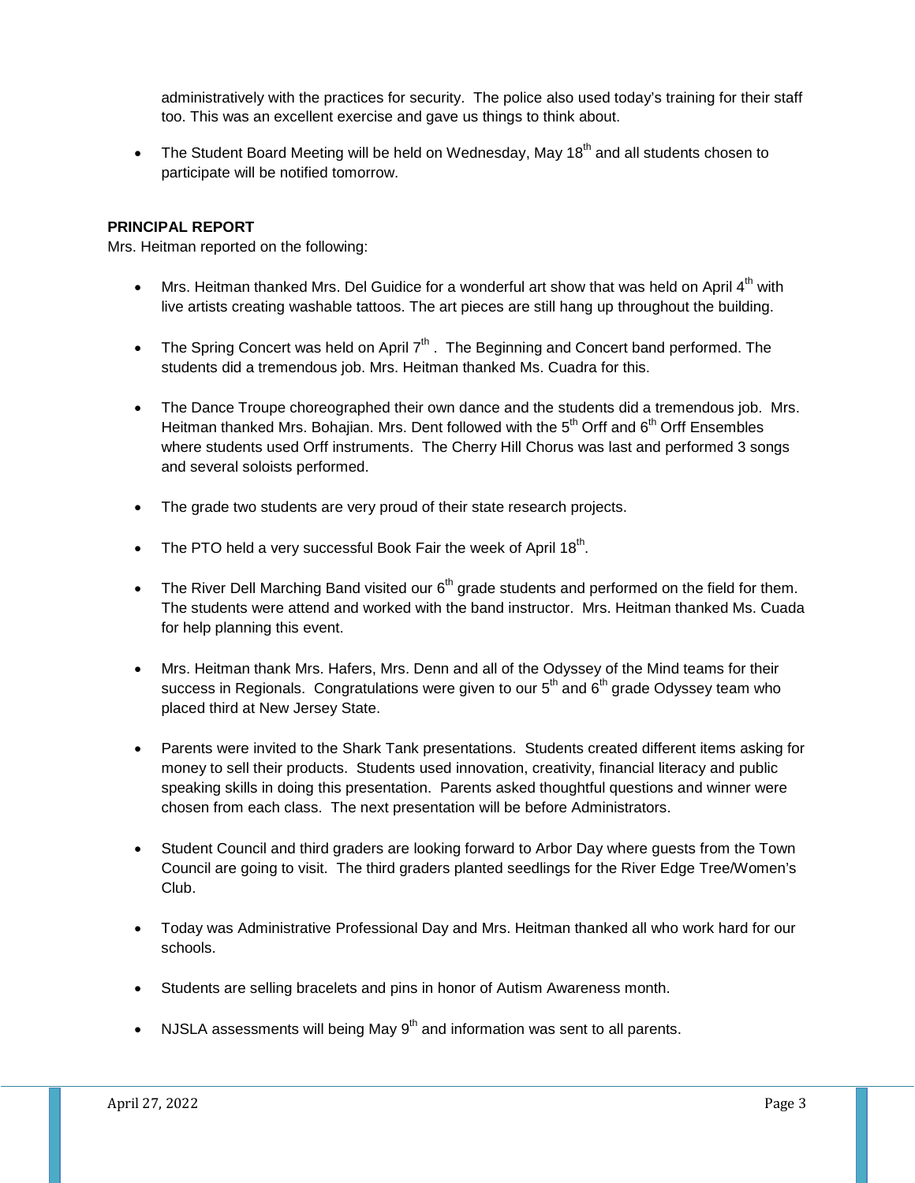administratively with the practices for security. The police also used today's training for their staff too. This was an excellent exercise and gave us things to think about.

- The Student Board Meeting will be held on Wednesday, May 18th and all students chosen to participate will be notified tomorrow.

**PRINCIPAL REPORT**

Mrs. Heitman reported on the following:

- Mrs. Heitman thanked Mrs. Del Guidice for a wonderful art show that was held on April 4th with live artists creating washable tattoos. The art pieces are still hang up throughout the building.

- The Spring Concert was held on April 7th . The Beginning and Concert band performed. The students did a tremendous job. Mrs. Heitman thanked Ms. Cuadra for this.

- The Dance Troupe choreographed their own dance and the students did a tremendous job. Mrs. Heitman thanked Mrs. Bohajian. Mrs. Dent followed with the 5th Orff and 6th Orff Ensembles where students used Orff instruments. The Cherry Hill Chorus was last and performed 3 songs and several soloists performed.

- The grade two students are very proud of their state research projects.

- The PTO held a very successful Book Fair the week of April 18th.

- The River Dell Marching Band visited our 6th grade students and performed on the field for them. The students were attend and worked with the band instructor. Mrs. Heitman thanked Ms. Cuada for help planning this event.

- Mrs. Heitman thank Mrs. Hafers, Mrs. Denn and all of the Odyssey of the Mind teams for their success in Regionals. Congratulations were given to our 5th and 6th grade Odyssey team who placed third at New Jersey State.

- Parents were invited to the Shark Tank presentations. Students created different items asking for money to sell their products. Students used innovation, creativity, financial literacy and public speaking skills in doing this presentation. Parents asked thoughtful questions and winner were chosen from each class. The next presentation will be before Administrators.

- Student Council and third graders are looking forward to Arbor Day where guests from the Town Council are going to visit. The third graders planted seedlings for the River Edge Tree/Women's Club.

- Today was Administrative Professional Day and Mrs. Heitman thanked all who work hard for our schools.

- Students are selling bracelets and pins in honor of Autism Awareness month.

- NJSLA assessments will being May 9th and information was sent to all parents.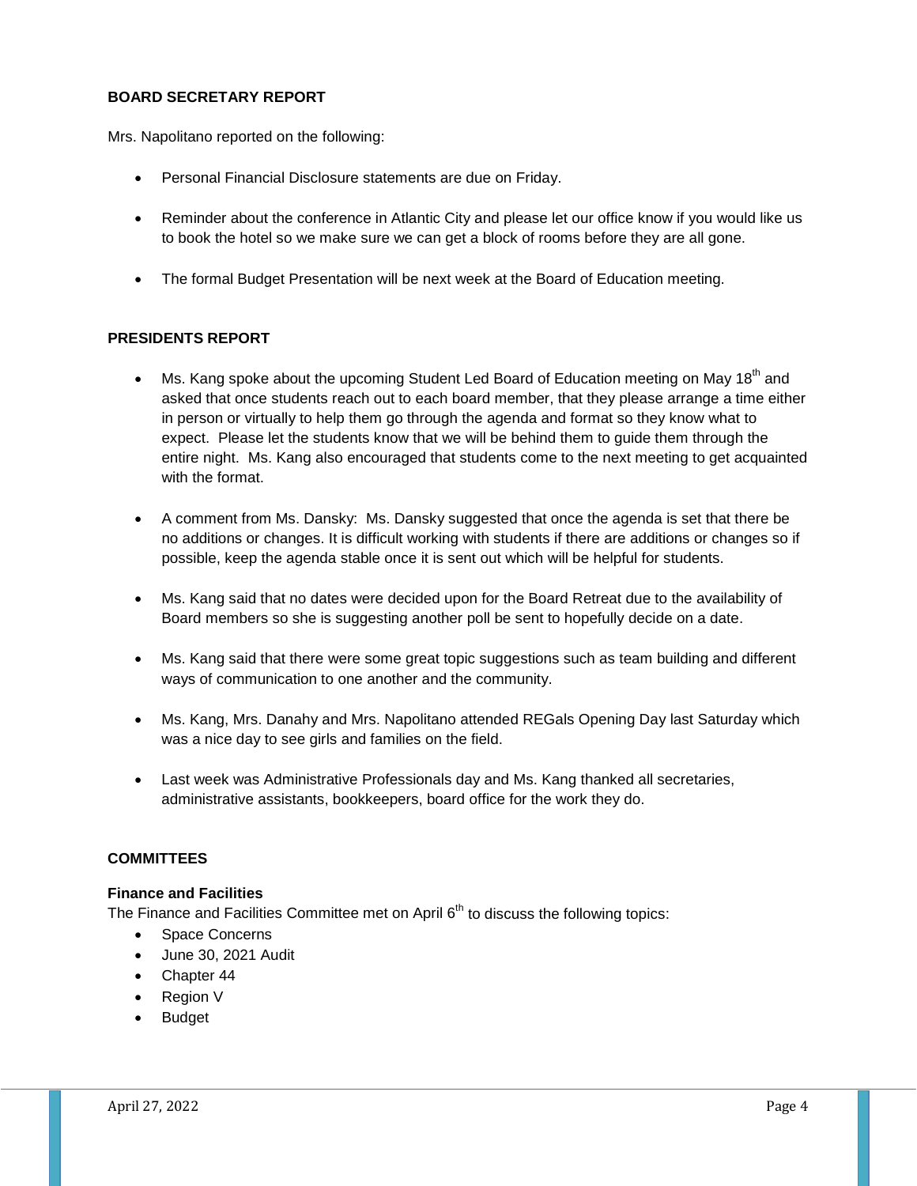## BOARD SECRETARY REPORT

Mrs. Napolitano reported on the following:

- Personal Financial Disclosure statements are due on Friday.
- Reminder about the conference in Atlantic City and please let our office know if you would like us to book the hotel so we make sure we can get a block of rooms before they are all gone.
- The formal Budget Presentation will be next week at the Board of Education meeting.

## PRESIDENTS REPORT

- Ms. Kang spoke about the upcoming Student Led Board of Education meeting on May 18th and asked that once students reach out to each board member, that they please arrange a time either in person or virtually to help them go through the agenda and format so they know what to expect. Please let the students know that we will be behind them to guide them through the entire night. Ms. Kang also encouraged that students come to the next meeting to get acquainted with the format.
- A comment from Ms. Dansky: Ms. Dansky suggested that once the agenda is set that there be no additions or changes. It is difficult working with students if there are additions or changes so if possible, keep the agenda stable once it is sent out which will be helpful for students.
- Ms. Kang said that no dates were decided upon for the Board Retreat due to the availability of Board members so she is suggesting another poll be sent to hopefully decide on a date.
- Ms. Kang said that there were some great topic suggestions such as team building and different ways of communication to one another and the community.
- Ms. Kang, Mrs. Danahy and Mrs. Napolitano attended REGals Opening Day last Saturday which was a nice day to see girls and families on the field.
- Last week was Administrative Professionals day and Ms. Kang thanked all secretaries, administrative assistants, bookkeepers, board office for the work they do.

## COMMITTEES

### Finance and Facilities

The Finance and Facilities Committee met on April 6th to discuss the following topics:

- Space Concerns
- June 30, 2021 Audit
- Chapter 44
- Region V
- Budget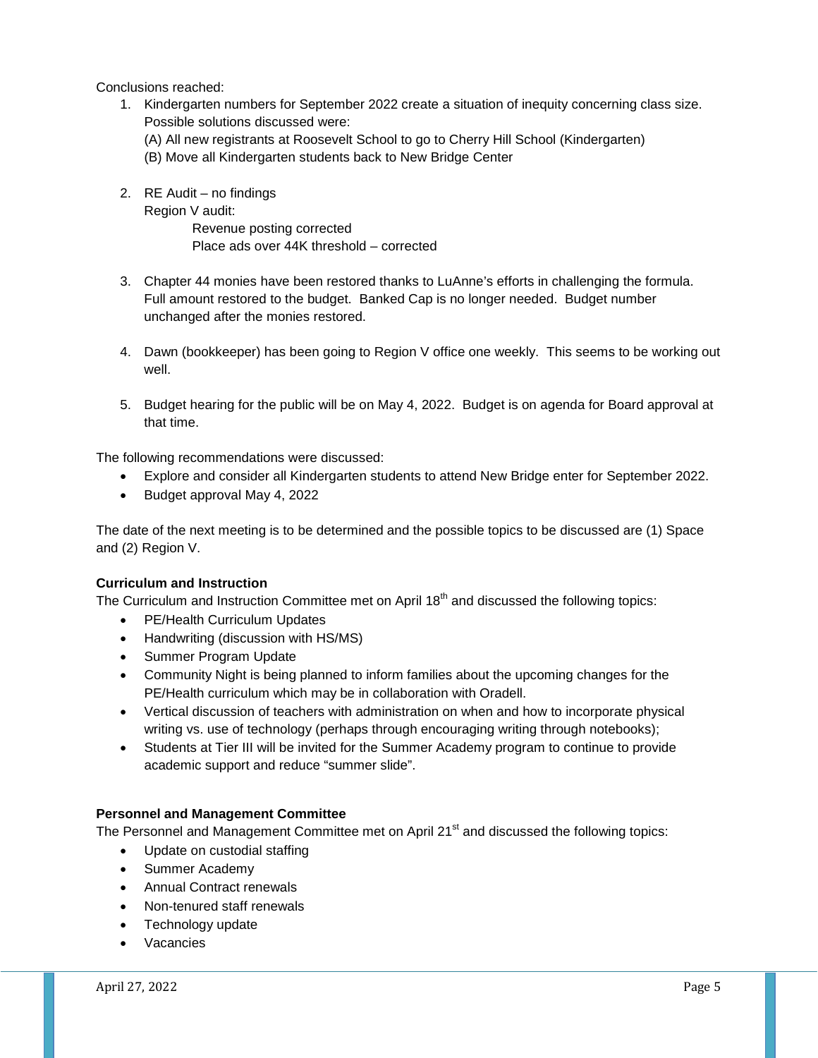Conclusions reached:

1. Kindergarten numbers for September 2022 create a situation of inequity concerning class size. Possible solutions discussed were:
   (A) All new registrants at Roosevelt School to go to Cherry Hill School (Kindergarten)
   (B) Move all Kindergarten students back to New Bridge Center

2. RE Audit – no findings
   Region V audit:
      Revenue posting corrected
      Place ads over 44K threshold – corrected

3. Chapter 44 monies have been restored thanks to LuAnne's efforts in challenging the formula. Full amount restored to the budget. Banked Cap is no longer needed. Budget number unchanged after the monies restored.

4. Dawn (bookkeeper) has been going to Region V office one weekly. This seems to be working out well.

5. Budget hearing for the public will be on May 4, 2022. Budget is on agenda for Board approval at that time.

The following recommendations were discussed:

- Explore and consider all Kindergarten students to attend New Bridge enter for September 2022.
- Budget approval May 4, 2022

The date of the next meeting is to be determined and the possible topics to be discussed are (1) Space and (2) Region V.

**Curriculum and Instruction**

The Curriculum and Instruction Committee met on April 18th and discussed the following topics:

- PE/Health Curriculum Updates
- Handwriting (discussion with HS/MS)
- Summer Program Update
- Community Night is being planned to inform families about the upcoming changes for the PE/Health curriculum which may be in collaboration with Oradell.
- Vertical discussion of teachers with administration on when and how to incorporate physical writing vs. use of technology (perhaps through encouraging writing through notebooks);
- Students at Tier III will be invited for the Summer Academy program to continue to provide academic support and reduce "summer slide".

**Personnel and Management Committee**

The Personnel and Management Committee met on April 21st and discussed the following topics:

- Update on custodial staffing
- Summer Academy
- Annual Contract renewals
- Non-tenured staff renewals
- Technology update
- Vacancies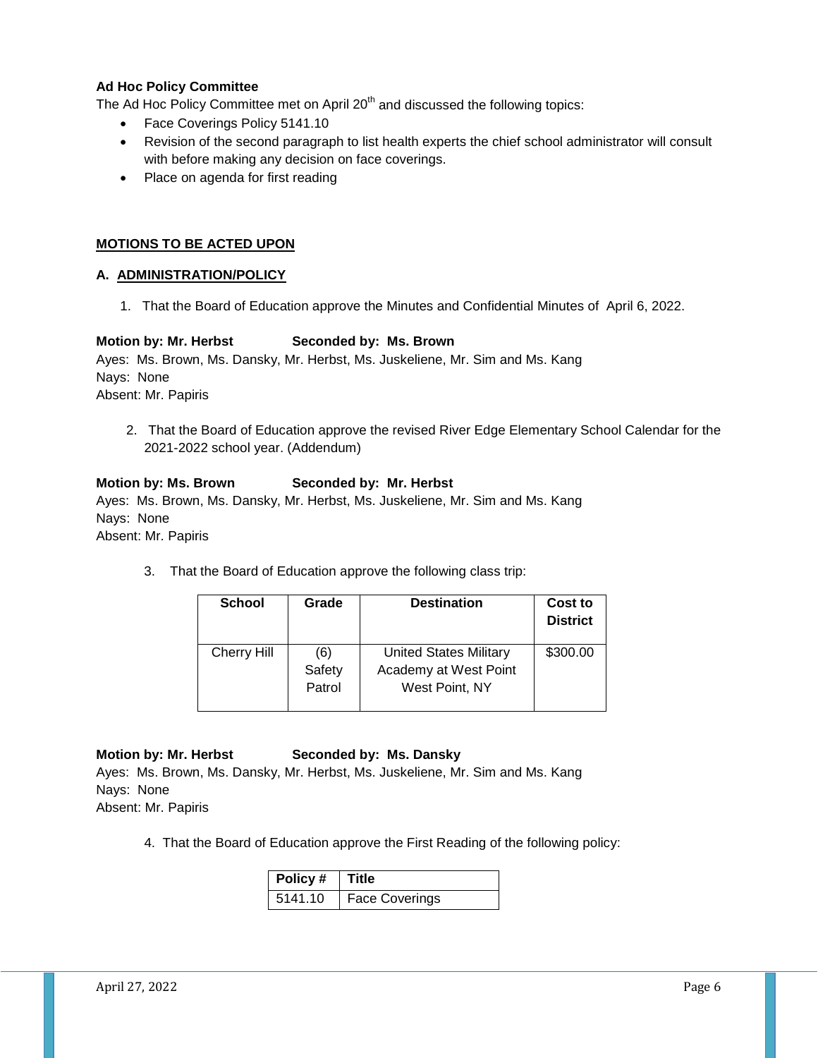**Ad Hoc Policy Committee**

The Ad Hoc Policy Committee met on April 20th and discussed the following topics:

- Face Coverings Policy 5141.10
- Revision of the second paragraph to list health experts the chief school administrator will consult with before making any decision on face coverings.
- Place on agenda for first reading

**MOTIONS TO BE ACTED UPON**

**A. ADMINISTRATION/POLICY**

1. That the Board of Education approve the Minutes and Confidential Minutes of April 6, 2022.

**Motion by: Mr. Herbst Seconded by: Ms. Brown**

Ayes: Ms. Brown, Ms. Dansky, Mr. Herbst, Ms. Juskeliene, Mr. Sim and Ms. Kang
Nays: None
Absent: Mr. Papiris

2. That the Board of Education approve the revised River Edge Elementary School Calendar for the 2021-2022 school year. (Addendum)

**Motion by: Ms. Brown Seconded by: Mr. Herbst**

Ayes: Ms. Brown, Ms. Dansky, Mr. Herbst, Ms. Juskeliene, Mr. Sim and Ms. Kang
Nays: None
Absent: Mr. Papiris

3. That the Board of Education approve the following class trip:

| School | Grade | Destination | Cost to District |
|---|---|---|---|
| Cherry Hill | (6) Safety Patrol | United States Military Academy at West Point West Point, NY | $300.00 |

**Motion by: Mr. Herbst Seconded by: Ms. Dansky**

Ayes: Ms. Brown, Ms. Dansky, Mr. Herbst, Ms. Juskeliene, Mr. Sim and Ms. Kang
Nays: None
Absent: Mr. Papiris

4. That the Board of Education approve the First Reading of the following policy:

| Policy # | Title |
|---|---|
| 5141.10 | Face Coverings |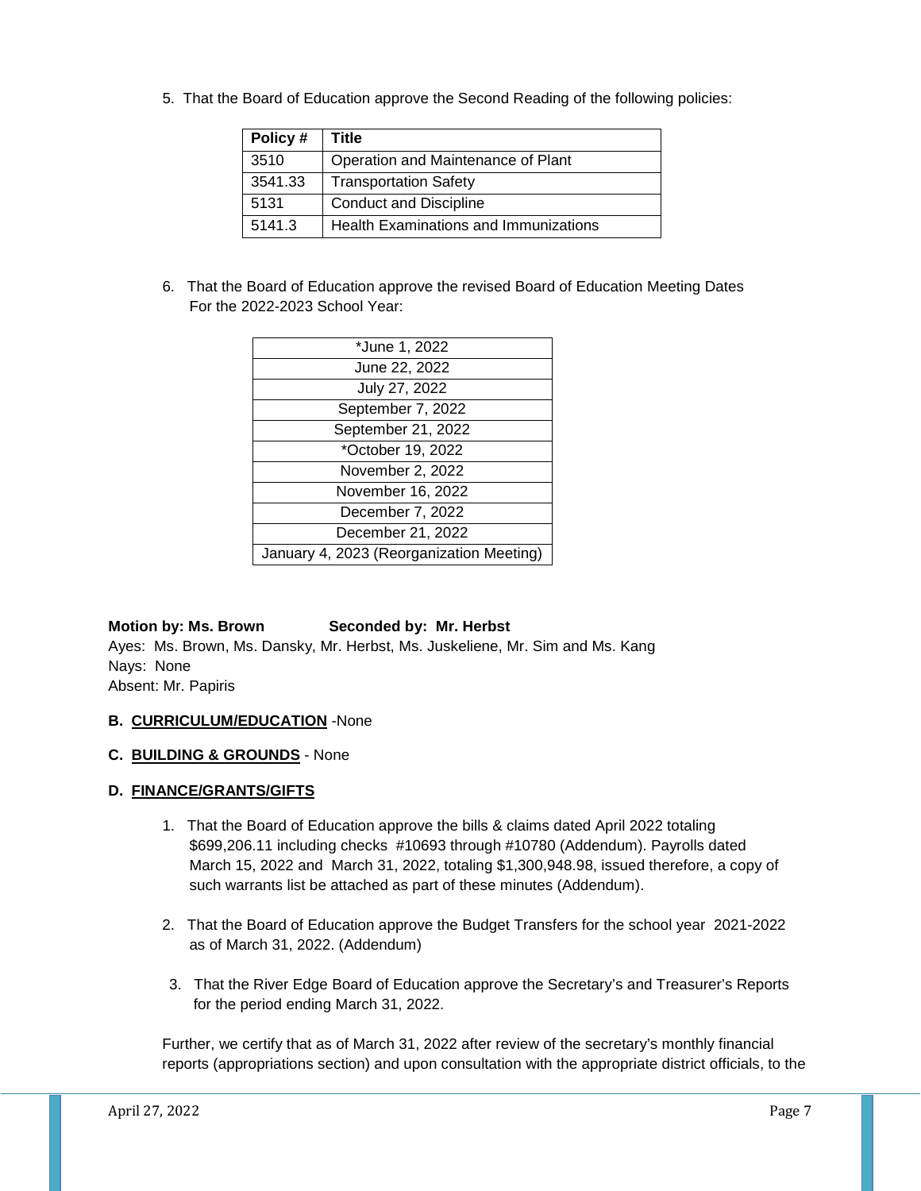5. That the Board of Education approve the Second Reading of the following policies:

| Policy # | Title |
|---|---|
| 3510 | Operation and Maintenance of Plant |
| 3541.33 | Transportation Safety |
| 5131 | Conduct and Discipline |
| 5141.3 | Health Examinations and Immunizations |

6. That the Board of Education approve the revised Board of Education Meeting Dates For the 2022-2023 School Year:

| *June 1, 2022 |
|---|
| June 22, 2022 |
| July 27, 2022 |
| September 7, 2022 |
| September 21, 2022 |
| *October 19, 2022 |
| November 2, 2022 |
| November 16, 2022 |
| December 7, 2022 |
| December 21, 2022 |
| January 4, 2023 (Reorganization Meeting) |

**Motion by: Ms. Brown** **Seconded by: Mr. Herbst**
Ayes: Ms. Brown, Ms. Dansky, Mr. Herbst, Ms. Juskeliene, Mr. Sim and Ms. Kang
Nays: None
Absent: Mr. Papiris

**B. CURRICULUM/EDUCATION** -None

**C. BUILDING & GROUNDS** - None

**D. FINANCE/GRANTS/GIFTS**

1. That the Board of Education approve the bills & claims dated April 2022 totaling $699,206.11 including checks #10693 through #10780 (Addendum). Payrolls dated March 15, 2022 and March 31, 2022, totaling $1,300,948.98, issued therefore, a copy of such warrants list be attached as part of these minutes (Addendum).

2. That the Board of Education approve the Budget Transfers for the school year 2021-2022 as of March 31, 2022. (Addendum)

3. That the River Edge Board of Education approve the Secretary's and Treasurer's Reports for the period ending March 31, 2022.

Further, we certify that as of March 31, 2022 after review of the secretary's monthly financial reports (appropriations section) and upon consultation with the appropriate district officials, to the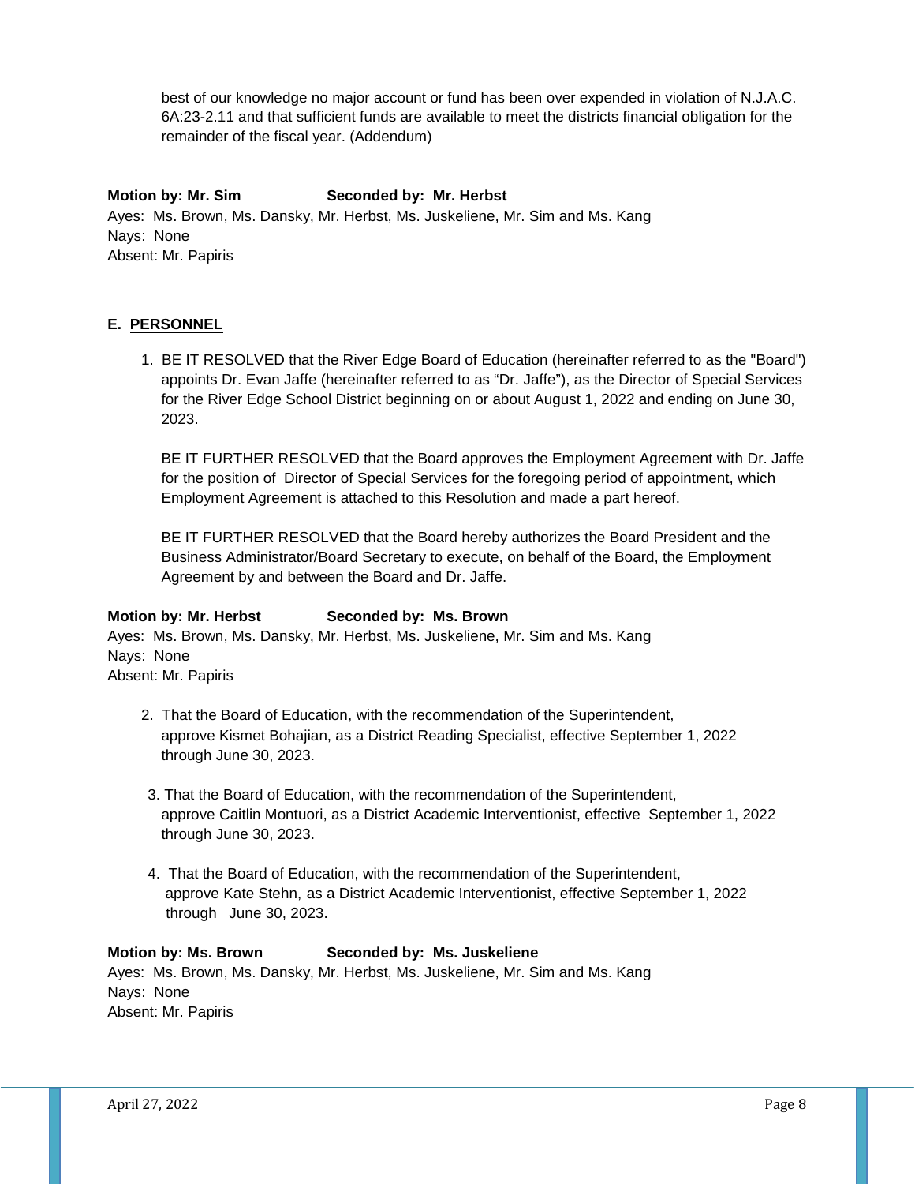best of our knowledge no major account or fund has been over expended in violation of N.J.A.C. 6A:23-2.11 and that sufficient funds are available to meet the districts financial obligation for the remainder of the fiscal year. (Addendum)

**Motion by: Mr. Sim** **Seconded by: Mr. Herbst**
Ayes: Ms. Brown, Ms. Dansky, Mr. Herbst, Ms. Juskeliene, Mr. Sim and Ms. Kang
Nays: None
Absent: Mr. Papiris

## E. PERSONNEL

1. BE IT RESOLVED that the River Edge Board of Education (hereinafter referred to as the "Board") appoints Dr. Evan Jaffe (hereinafter referred to as "Dr. Jaffe"), as the Director of Special Services for the River Edge School District beginning on or about August 1, 2022 and ending on June 30, 2023.

   BE IT FURTHER RESOLVED that the Board approves the Employment Agreement with Dr. Jaffe for the position of Director of Special Services for the foregoing period of appointment, which Employment Agreement is attached to this Resolution and made a part hereof.

   BE IT FURTHER RESOLVED that the Board hereby authorizes the Board President and the Business Administrator/Board Secretary to execute, on behalf of the Board, the Employment Agreement by and between the Board and Dr. Jaffe.

**Motion by: Mr. Herbst** **Seconded by: Ms. Brown**
Ayes: Ms. Brown, Ms. Dansky, Mr. Herbst, Ms. Juskeliene, Mr. Sim and Ms. Kang
Nays: None
Absent: Mr. Papiris

2. That the Board of Education, with the recommendation of the Superintendent, approve Kismet Bohajian, as a District Reading Specialist, effective September 1, 2022 through June 30, 2023.

3. That the Board of Education, with the recommendation of the Superintendent, approve Caitlin Montuori, as a District Academic Interventionist, effective September 1, 2022 through June 30, 2023.

4. That the Board of Education, with the recommendation of the Superintendent, approve Kate Stehn, as a District Academic Interventionist, effective September 1, 2022 through June 30, 2023.

**Motion by: Ms. Brown** **Seconded by: Ms. Juskeliene**
Ayes: Ms. Brown, Ms. Dansky, Mr. Herbst, Ms. Juskeliene, Mr. Sim and Ms. Kang
Nays: None
Absent: Mr. Papiris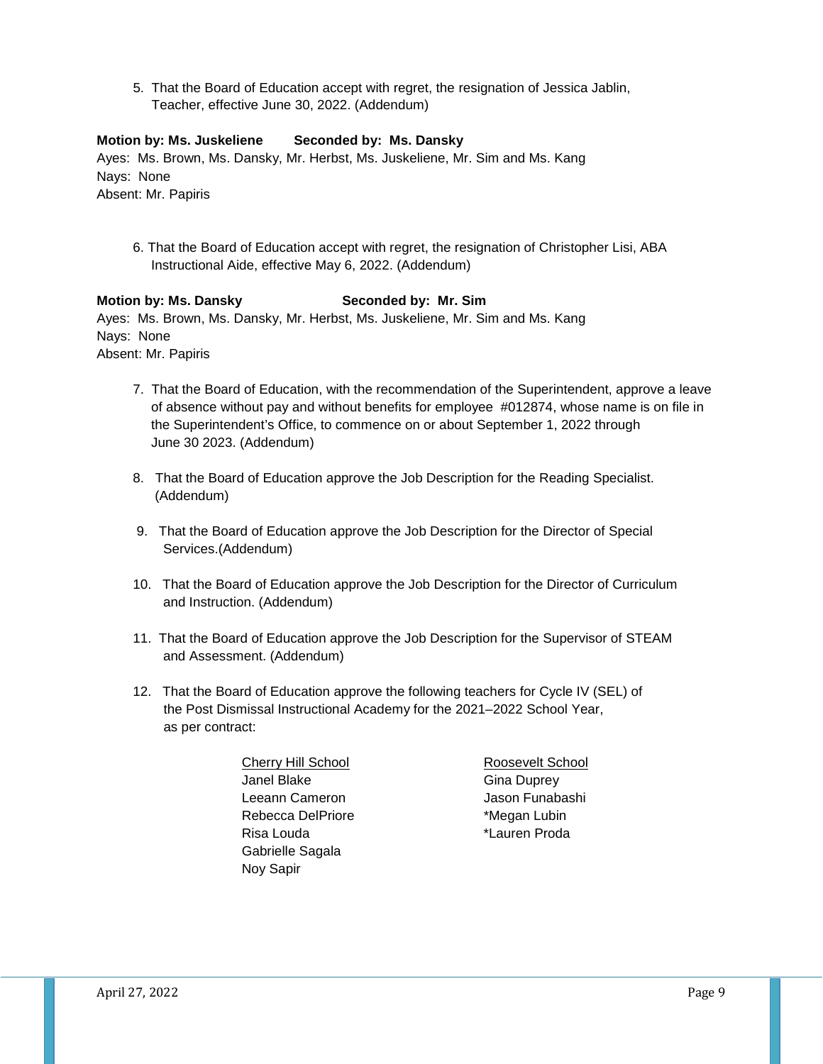5. That the Board of Education accept with regret, the resignation of Jessica Jablin, Teacher, effective June 30, 2022. (Addendum)

**Motion by: Ms. Juskeliene Seconded by: Ms. Dansky**
Ayes: Ms. Brown, Ms. Dansky, Mr. Herbst, Ms. Juskeliene, Mr. Sim and Ms. Kang
Nays: None
Absent: Mr. Papiris

6. That the Board of Education accept with regret, the resignation of Christopher Lisi, ABA Instructional Aide, effective May 6, 2022. (Addendum)

**Motion by: Ms. Dansky Seconded by: Mr. Sim**
Ayes: Ms. Brown, Ms. Dansky, Mr. Herbst, Ms. Juskeliene, Mr. Sim and Ms. Kang
Nays: None
Absent: Mr. Papiris

7. That the Board of Education, with the recommendation of the Superintendent, approve a leave of absence without pay and without benefits for employee #012874, whose name is on file in the Superintendent's Office, to commence on or about September 1, 2022 through June 30 2023. (Addendum)

8. That the Board of Education approve the Job Description for the Reading Specialist. (Addendum)

9. That the Board of Education approve the Job Description for the Director of Special Services.(Addendum)

10. That the Board of Education approve the Job Description for the Director of Curriculum and Instruction. (Addendum)

11. That the Board of Education approve the Job Description for the Supervisor of STEAM and Assessment. (Addendum)

12. That the Board of Education approve the following teachers for Cycle IV (SEL) of the Post Dismissal Instructional Academy for the 2021–2022 School Year, as per contract:

| Cherry Hill School | Roosevelt School |
|---|---|
| Janel Blake | Gina Duprey |
| Leeann Cameron | Jason Funabashi |
| Rebecca DelPriore | *Megan Lubin |
| Risa Louda | *Lauren Proda |
| Gabrielle Sagala | |
| Noy Sapir | |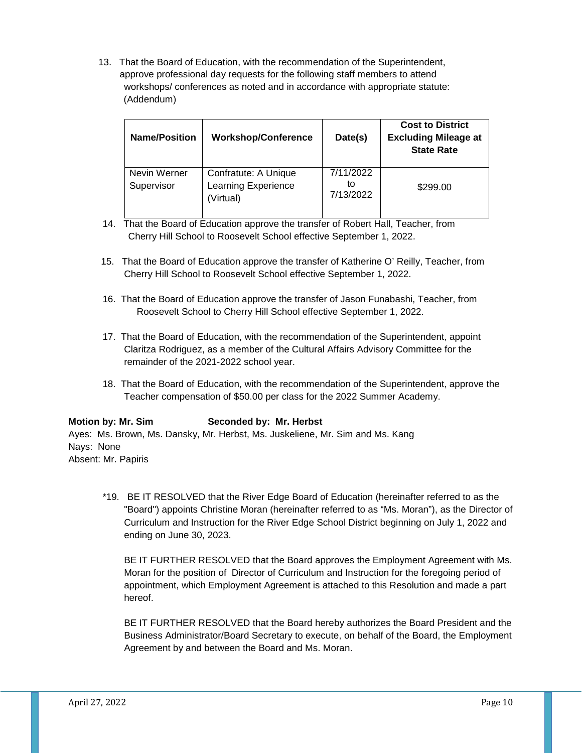13. That the Board of Education, with the recommendation of the Superintendent, approve professional day requests for the following staff members to attend workshops/ conferences as noted and in accordance with appropriate statute: (Addendum)

| Name/Position | Workshop/Conference | Date(s) | Cost to District Excluding Mileage at State Rate |
|---|---|---|---|
| Nevin Werner Supervisor | Confratute: A Unique Learning Experience (Virtual) | 7/11/2022 to 7/13/2022 | $299.00 |

14. That the Board of Education approve the transfer of Robert Hall, Teacher, from Cherry Hill School to Roosevelt School effective September 1, 2022.

15. That the Board of Education approve the transfer of Katherine O' Reilly, Teacher, from Cherry Hill School to Roosevelt School effective September 1, 2022.

16. That the Board of Education approve the transfer of Jason Funabashi, Teacher, from Roosevelt School to Cherry Hill School effective September 1, 2022.

17. That the Board of Education, with the recommendation of the Superintendent, appoint Claritza Rodriguez, as a member of the Cultural Affairs Advisory Committee for the remainder of the 2021-2022 school year.

18. That the Board of Education, with the recommendation of the Superintendent, approve the Teacher compensation of $50.00 per class for the 2022 Summer Academy.

**Motion by: Mr. Sim** **Seconded by: Mr. Herbst**
Ayes: Ms. Brown, Ms. Dansky, Mr. Herbst, Ms. Juskeliene, Mr. Sim and Ms. Kang
Nays: None
Absent: Mr. Papiris

*19. BE IT RESOLVED that the River Edge Board of Education (hereinafter referred to as the "Board") appoints Christine Moran (hereinafter referred to as "Ms. Moran"), as the Director of Curriculum and Instruction for the River Edge School District beginning on July 1, 2022 and ending on June 30, 2023.

BE IT FURTHER RESOLVED that the Board approves the Employment Agreement with Ms. Moran for the position of Director of Curriculum and Instruction for the foregoing period of appointment, which Employment Agreement is attached to this Resolution and made a part hereof.

BE IT FURTHER RESOLVED that the Board hereby authorizes the Board President and the Business Administrator/Board Secretary to execute, on behalf of the Board, the Employment Agreement by and between the Board and Ms. Moran.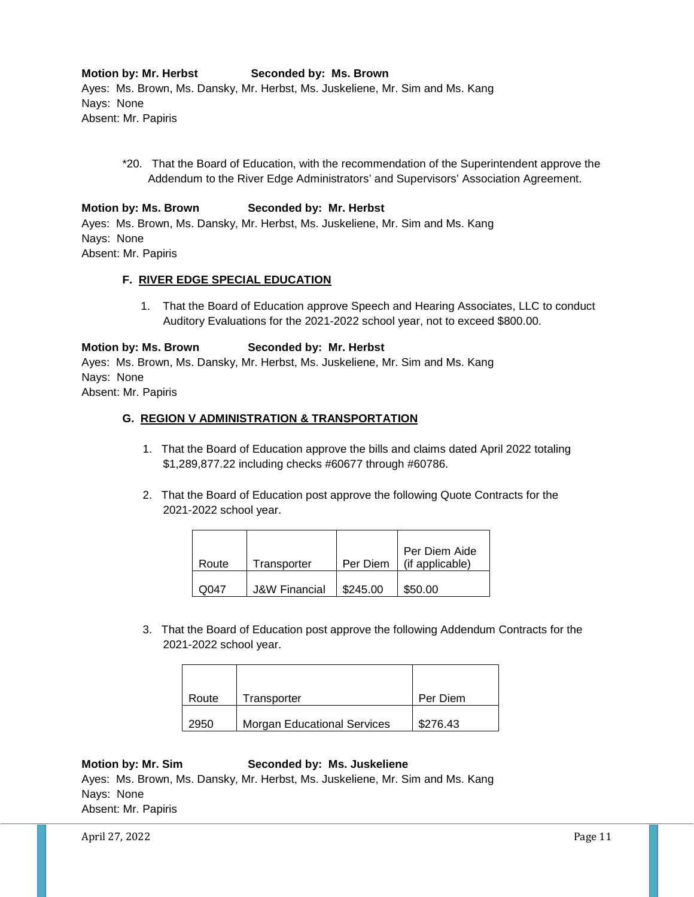**Motion by: Mr. Herbst** **Seconded by: Ms. Brown**
Ayes: Ms. Brown, Ms. Dansky, Mr. Herbst, Ms. Juskeliene, Mr. Sim and Ms. Kang
Nays: None
Absent: Mr. Papiris

*20. That the Board of Education, with the recommendation of the Superintendent approve the Addendum to the River Edge Administrators' and Supervisors' Association Agreement.

**Motion by: Ms. Brown** **Seconded by: Mr. Herbst**
Ayes: Ms. Brown, Ms. Dansky, Mr. Herbst, Ms. Juskeliene, Mr. Sim and Ms. Kang
Nays: None
Absent: Mr. Papiris

### F. RIVER EDGE SPECIAL EDUCATION

1. That the Board of Education approve Speech and Hearing Associates, LLC to conduct Auditory Evaluations for the 2021-2022 school year, not to exceed $800.00.

**Motion by: Ms. Brown** **Seconded by: Mr. Herbst**
Ayes: Ms. Brown, Ms. Dansky, Mr. Herbst, Ms. Juskeliene, Mr. Sim and Ms. Kang
Nays: None
Absent: Mr. Papiris

### G. REGION V ADMINISTRATION & TRANSPORTATION

1. That the Board of Education approve the bills and claims dated April 2022 totaling $1,289,877.22 including checks #60677 through #60786.

2. That the Board of Education post approve the following Quote Contracts for the 2021-2022 school year.

| Route | Transporter | Per Diem | Per Diem Aide (if applicable) |
|---|---|---|---|
| Q047 | J&W Financial | $245.00 | $50.00 |

3. That the Board of Education post approve the following Addendum Contracts for the 2021-2022 school year.

| Route | Transporter | Per Diem |
|---|---|---|
| 2950 | Morgan Educational Services | $276.43 |

**Motion by: Mr. Sim** **Seconded by: Ms. Juskeliene**
Ayes: Ms. Brown, Ms. Dansky, Mr. Herbst, Ms. Juskeliene, Mr. Sim and Ms. Kang
Nays: None
Absent: Mr. Papiris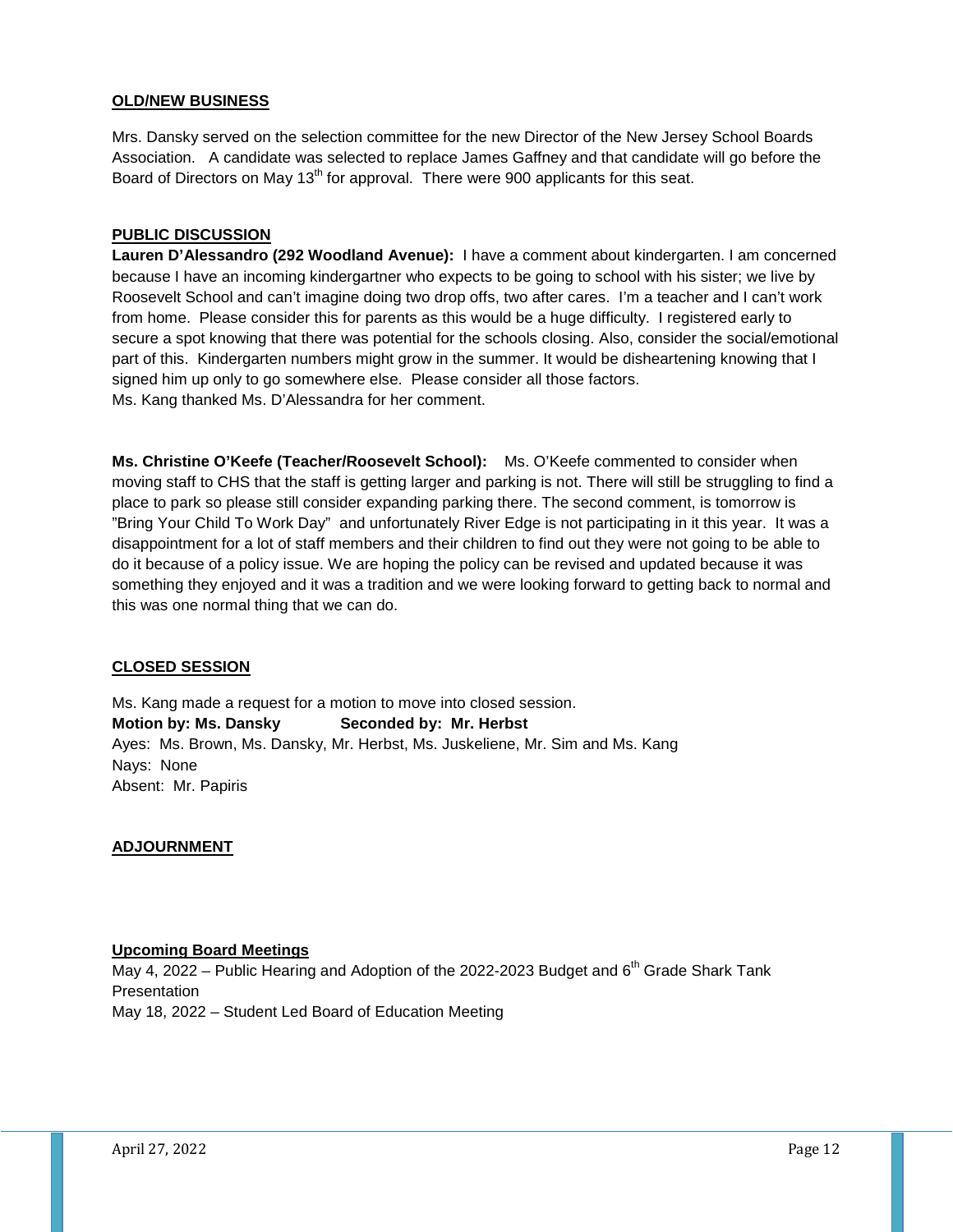## OLD/NEW BUSINESS

Mrs. Dansky served on the selection committee for the new Director of the New Jersey School Boards Association. A candidate was selected to replace James Gaffney and that candidate will go before the Board of Directors on May 13th for approval. There were 900 applicants for this seat.

## PUBLIC DISCUSSION

**Lauren D'Alessandro (292 Woodland Avenue):** I have a comment about kindergarten. I am concerned because I have an incoming kindergartner who expects to be going to school with his sister; we live by Roosevelt School and can't imagine doing two drop offs, two after cares. I'm a teacher and I can't work from home. Please consider this for parents as this would be a huge difficulty. I registered early to secure a spot knowing that there was potential for the schools closing. Also, consider the social/emotional part of this. Kindergarten numbers might grow in the summer. It would be disheartening knowing that I signed him up only to go somewhere else. Please consider all those factors.
Ms. Kang thanked Ms. D'Alessandra for her comment.

**Ms. Christine O'Keefe (Teacher/Roosevelt School):** Ms. O'Keefe commented to consider when moving staff to CHS that the staff is getting larger and parking is not. There will still be struggling to find a place to park so please still consider expanding parking there. The second comment, is tomorrow is "Bring Your Child To Work Day" and unfortunately River Edge is not participating in it this year. It was a disappointment for a lot of staff members and their children to find out they were not going to be able to do it because of a policy issue. We are hoping the policy can be revised and updated because it was something they enjoyed and it was a tradition and we were looking forward to getting back to normal and this was one normal thing that we can do.

## CLOSED SESSION

Ms. Kang made a request for a motion to move into closed session.
**Motion by: Ms. Dansky Seconded by: Mr. Herbst**
Ayes: Ms. Brown, Ms. Dansky, Mr. Herbst, Ms. Juskeliene, Mr. Sim and Ms. Kang
Nays: None
Absent: Mr. Papiris

## ADJOURNMENT

## Upcoming Board Meetings

May 4, 2022 – Public Hearing and Adoption of the 2022-2023 Budget and 6th Grade Shark Tank Presentation
May 18, 2022 – Student Led Board of Education Meeting